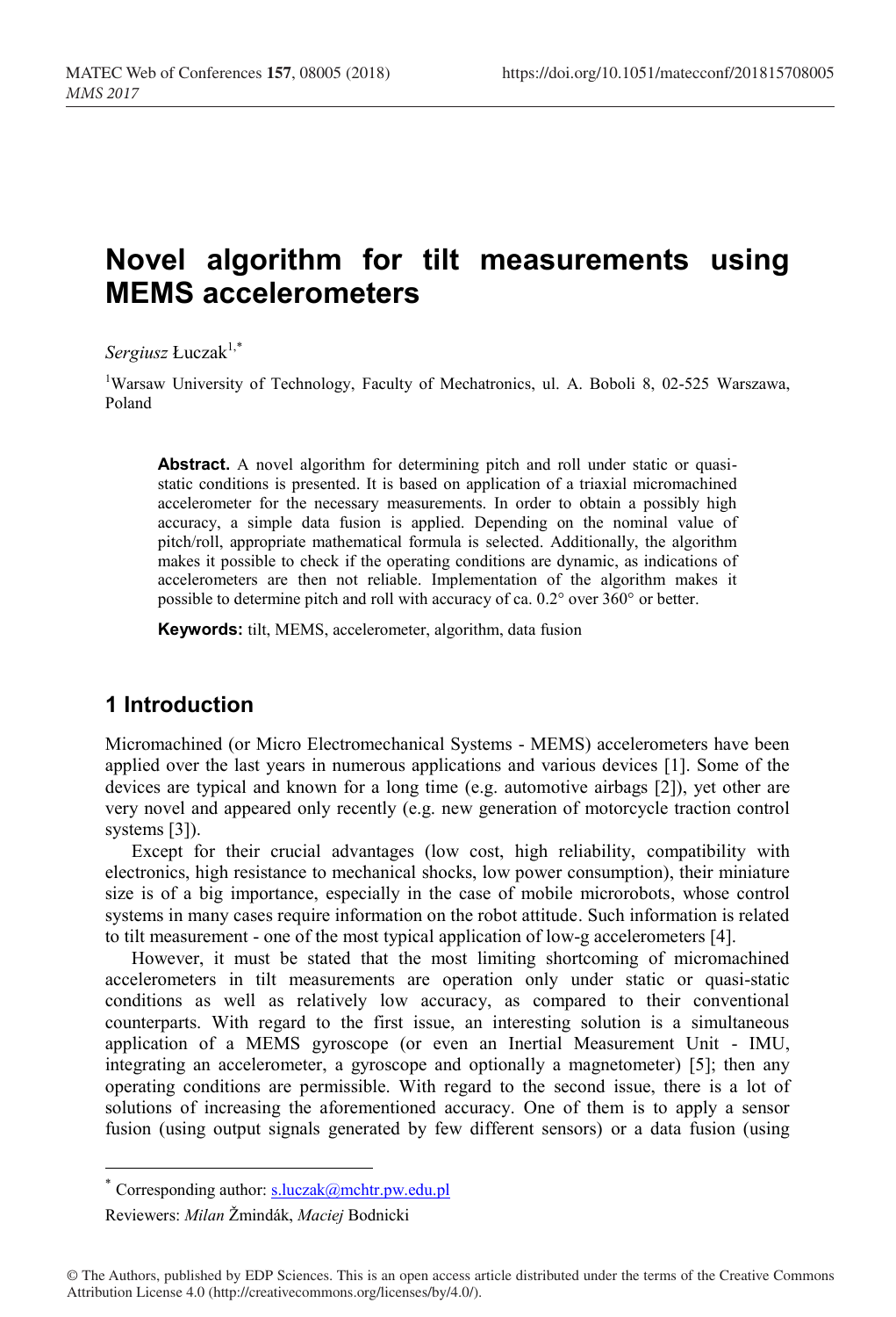# Novel algorithm for tilt measurements using MEMS accelerometers

*Sergiusz* Łuczak[1,*]

[1]Warsaw University of Technology, Faculty of Mechatronics, ul. A. Boboli 8, 02-525 Warszawa, Poland

> **Abstract.** A novel algorithm for determining pitch and roll under static or quasi-static conditions is presented. It is based on application of a triaxial micromachined accelerometer for the necessary measurements. In order to obtain a possibly high accuracy, a simple data fusion is applied. Depending on the nominal value of pitch/roll, appropriate mathematical formula is selected. Additionally, the algorithm makes it possible to check if the operating conditions are dynamic, as indications of accelerometers are then not reliable. Implementation of the algorithm makes it possible to determine pitch and roll with accuracy of ca. 0.2° over 360° or better.
>
> **Keywords:** tilt, MEMS, accelerometer, algorithm, data fusion

## 1 Introduction

Micromachined (or Micro Electromechanical Systems - MEMS) accelerometers have been applied over the last years in numerous applications and various devices [1]. Some of the devices are typical and known for a long time (e.g. automotive airbags [2]), yet other are very novel and appeared only recently (e.g. new generation of motorcycle traction control systems [3]).

Except for their crucial advantages (low cost, high reliability, compatibility with electronics, high resistance to mechanical shocks, low power consumption), their miniature size is of a big importance, especially in the case of mobile microrobots, whose control systems in many cases require information on the robot attitude. Such information is related to tilt measurement - one of the most typical application of low-g accelerometers [4].

However, it must be stated that the most limiting shortcoming of micromachined accelerometers in tilt measurements are operation only under static or quasi-static conditions as well as relatively low accuracy, as compared to their conventional counterparts. With regard to the first issue, an interesting solution is a simultaneous application of a MEMS gyroscope (or even an Inertial Measurement Unit - IMU, integrating an accelerometer, a gyroscope and optionally a magnetometer) [5]; then any operating conditions are permissible. With regard to the second issue, there is a lot of solutions of increasing the aforementioned accuracy. One of them is to apply a sensor fusion (using output signals generated by few different sensors) or a data fusion (using

---

[*] Corresponding author: s.luczak@mchtr.pw.edu.pl

Reviewers: *Milan* Žmindák, *Maciej* Bodnicki

© The Authors, published by EDP Sciences. This is an open access article distributed under the terms of the Creative Commons Attribution License 4.0 (http://creativecommons.org/licenses/by/4.0/).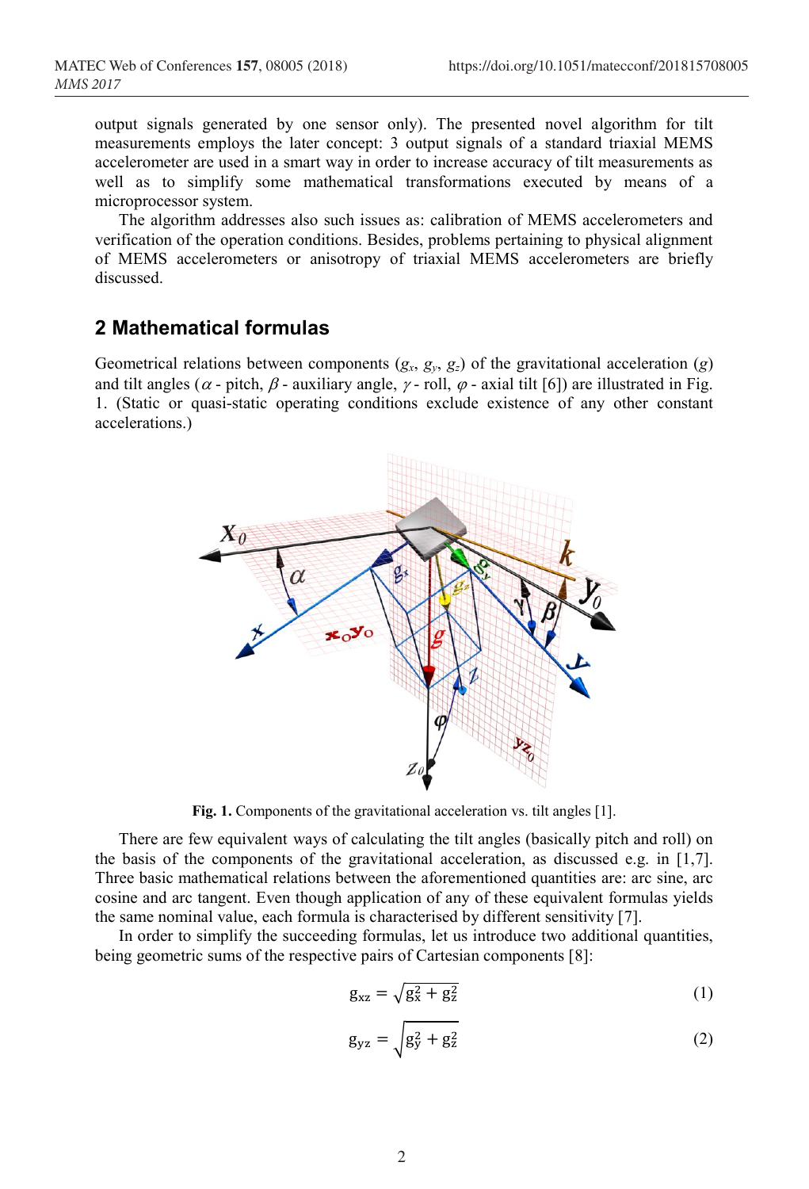output signals generated by one sensor only). The presented novel algorithm for tilt measurements employs the later concept: 3 output signals of a standard triaxial MEMS accelerometer are used in a smart way in order to increase accuracy of tilt measurements as well as to simplify some mathematical transformations executed by means of a microprocessor system.

The algorithm addresses also such issues as: calibration of MEMS accelerometers and verification of the operation conditions. Besides, problems pertaining to physical alignment of MEMS accelerometers or anisotropy of triaxial MEMS accelerometers are briefly discussed.

## 2 Mathematical formulas

Geometrical relations between components ($g_x$, $g_y$, $g_z$) of the gravitational acceleration ($g$) and tilt angles ($\alpha$ - pitch, $\beta$ - auxiliary angle, $\gamma$ - roll, $\varphi$ - axial tilt [6]) are illustrated in Fig. 1. (Static or quasi-static operating conditions exclude existence of any other constant accelerations.)

**Fig. 1.** Components of the gravitational acceleration vs. tilt angles [1].

There are few equivalent ways of calculating the tilt angles (basically pitch and roll) on the basis of the components of the gravitational acceleration, as discussed e.g. in [1,7]. Three basic mathematical relations between the aforementioned quantities are: arc sine, arc cosine and arc tangent. Even though application of any of these equivalent formulas yields the same nominal value, each formula is characterised by different sensitivity [7].

In order to simplify the succeeding formulas, let us introduce two additional quantities, being geometric sums of the respective pairs of Cartesian components [8]:

$$g_{xz} = \sqrt{g_x^2 + g_z^2} \tag{1}$$

$$g_{yz} = \sqrt{g_y^2 + g_z^2} \tag{2}$$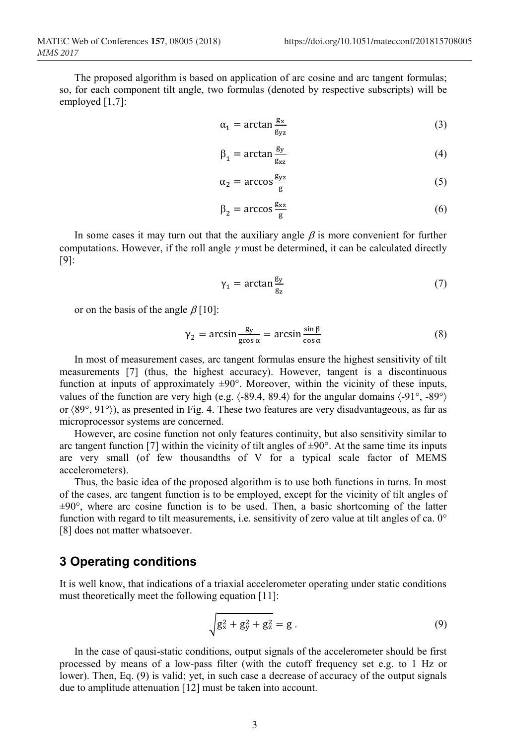The proposed algorithm is based on application of arc cosine and arc tangent formulas; so, for each component tilt angle, two formulas (denoted by respective subscripts) will be employed [1,7]:

$$\alpha_1 = \arctan\frac{g_x}{g_{yz}} \tag{3}$$

$$\beta_1 = \arctan\frac{g_y}{g_{xz}} \tag{4}$$

$$\alpha_2 = \arccos\frac{g_{yz}}{g} \tag{5}$$

$$\beta_2 = \arccos\frac{g_{xz}}{g} \tag{6}$$

In some cases it may turn out that the auxiliary angle $\beta$ is more convenient for further computations. However, if the roll angle $\gamma$ must be determined, it can be calculated directly [9]:

$$\gamma_1 = \arctan\frac{g_y}{g_z} \tag{7}$$

or on the basis of the angle $\beta$ [10]:

$$\gamma_2 = \arcsin\frac{g_y}{g\cos\alpha} = \arcsin\frac{\sin\beta}{\cos\alpha} \tag{8}$$

In most of measurement cases, arc tangent formulas ensure the highest sensitivity of tilt measurements [7] (thus, the highest accuracy). However, tangent is a discontinuous function at inputs of approximately ±90°. Moreover, within the vicinity of these inputs, values of the function are very high (e.g. ⟨-89.4, 89.4⟩ for the angular domains ⟨-91°, -89°⟩ or ⟨89°, 91°⟩), as presented in Fig. 4. These two features are very disadvantageous, as far as microprocessor systems are concerned.

However, arc cosine function not only features continuity, but also sensitivity similar to arc tangent function [7] within the vicinity of tilt angles of ±90°. At the same time its inputs are very small (of few thousandths of V for a typical scale factor of MEMS accelerometers).

Thus, the basic idea of the proposed algorithm is to use both functions in turns. In most of the cases, arc tangent function is to be employed, except for the vicinity of tilt angles of ±90°, where arc cosine function is to be used. Then, a basic shortcoming of the latter function with regard to tilt measurements, i.e. sensitivity of zero value at tilt angles of ca. 0° [8] does not matter whatsoever.

## 3 Operating conditions

It is well know, that indications of a triaxial accelerometer operating under static conditions must theoretically meet the following equation [11]:

$$\sqrt{g_x^2 + g_y^2 + g_z^2} = g\,. \tag{9}$$

In the case of qausi-static conditions, output signals of the accelerometer should be first processed by means of a low-pass filter (with the cutoff frequency set e.g. to 1 Hz or lower). Then, Eq. (9) is valid; yet, in such case a decrease of accuracy of the output signals due to amplitude attenuation [12] must be taken into account.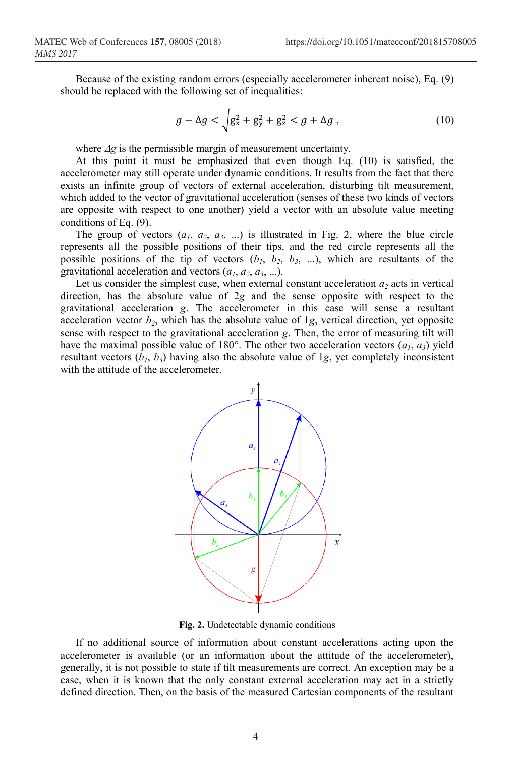Because of the existing random errors (especially accelerometer inherent noise), Eq. (9) should be replaced with the following set of inequalities:

$$g - \Delta g < \sqrt{g_x^2 + g_y^2 + g_z^2} < g + \Delta g \,, \tag{10}$$

where $\Delta g$ is the permissible margin of measurement uncertainty.

At this point it must be emphasized that even though Eq. (10) is satisfied, the accelerometer may still operate under dynamic conditions. It results from the fact that there exists an infinite group of vectors of external acceleration, disturbing tilt measurement, which added to the vector of gravitational acceleration (senses of these two kinds of vectors are opposite with respect to one another) yield a vector with an absolute value meeting conditions of Eq. (9).

The group of vectors ($a_1$, $a_2$, $a_3$, ...) is illustrated in Fig. 2, where the blue circle represents all the possible positions of their tips, and the red circle represents all the possible positions of the tip of vectors ($b_1$, $b_2$, $b_3$, ...), which are resultants of the gravitational acceleration and vectors ($a_1$, $a_2$, $a_3$, ...).

Let us consider the simplest case, when external constant acceleration $a_2$ acts in vertical direction, has the absolute value of 2$g$ and the sense opposite with respect to the gravitational acceleration $g$. The accelerometer in this case will sense a resultant acceleration vector $b_2$, which has the absolute value of 1$g$, vertical direction, yet opposite sense with respect to the gravitational acceleration $g$. Then, the error of measuring tilt will have the maximal possible value of 180°. The other two acceleration vectors ($a_1$, $a_3$) yield resultant vectors ($b_1$, $b_3$) having also the absolute value of 1$g$, yet completely inconsistent with the attitude of the accelerometer.

**Fig. 2.** Undetectable dynamic conditions

If no additional source of information about constant accelerations acting upon the accelerometer is available (or an information about the attitude of the accelerometer), generally, it is not possible to state if tilt measurements are correct. An exception may be a case, when it is known that the only constant external acceleration may act in a strictly defined direction. Then, on the basis of the measured Cartesian components of the resultant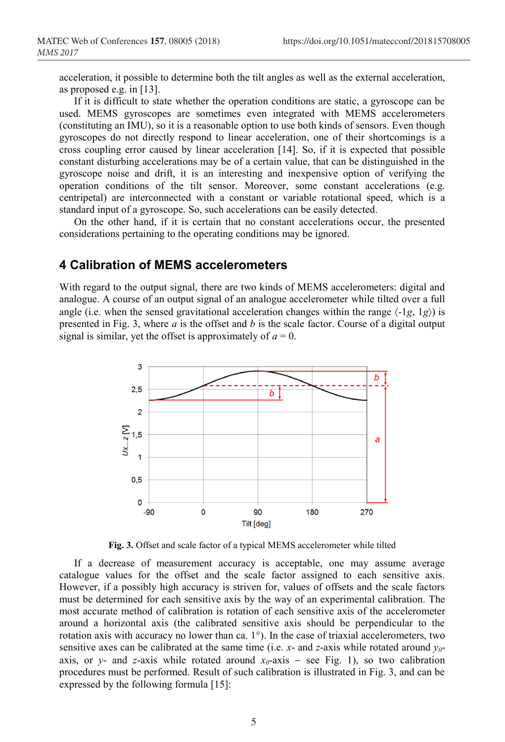acceleration, it possible to determine both the tilt angles as well as the external acceleration, as proposed e.g. in [13].

If it is difficult to state whether the operation conditions are static, a gyroscope can be used. MEMS gyroscopes are sometimes even integrated with MEMS accelerometers (constituting an IMU), so it is a reasonable option to use both kinds of sensors. Even though gyroscopes do not directly respond to linear acceleration, one of their shortcomings is a cross coupling error caused by linear acceleration [14]. So, if it is expected that possible constant disturbing accelerations may be of a certain value, that can be distinguished in the gyroscope noise and drift, it is an interesting and inexpensive option of verifying the operation conditions of the tilt sensor. Moreover, some constant accelerations (e.g. centripetal) are interconnected with a constant or variable rotational speed, which is a standard input of a gyroscope. So, such accelerations can be easily detected.

On the other hand, if it is certain that no constant accelerations occur, the presented considerations pertaining to the operating conditions may be ignored.

## 4 Calibration of MEMS accelerometers

With regard to the output signal, there are two kinds of MEMS accelerometers: digital and analogue. A course of an output signal of an analogue accelerometer while tilted over a full angle (i.e. when the sensed gravitational acceleration changes within the range ⟨-1*g*, 1*g*⟩) is presented in Fig. 3, where *a* is the offset and *b* is the scale factor. Course of a digital output signal is similar, yet the offset is approximately of $a = 0$.

**Fig. 3.** Offset and scale factor of a typical MEMS accelerometer while tilted

If a decrease of measurement accuracy is acceptable, one may assume average catalogue values for the offset and the scale factor assigned to each sensitive axis. However, if a possibly high accuracy is striven for, values of offsets and the scale factors must be determined for each sensitive axis by the way of an experimental calibration. The most accurate method of calibration is rotation of each sensitive axis of the accelerometer around a horizontal axis (the calibrated sensitive axis should be perpendicular to the rotation axis with accuracy no lower than ca. 1°). In the case of triaxial accelerometers, two sensitive axes can be calibrated at the same time (i.e. *x*- and *z*-axis while rotated around $y_0$-axis, or *y*- and *z*-axis while rotated around $x_0$-axis – see Fig. 1), so two calibration procedures must be performed. Result of such calibration is illustrated in Fig. 3, and can be expressed by the following formula [15]: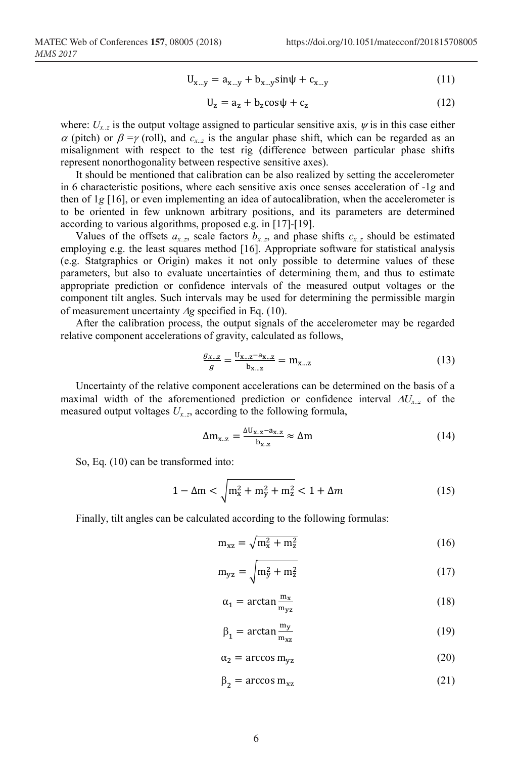$$\mathrm{U_{x\ldots y} = a_{x\ldots y} + b_{x\ldots y}\sin\psi + c_{x\ldots y}} \tag{11}$$

$$\mathrm{U_z = a_z + b_z\cos\psi + c_z} \tag{12}$$

where: $U_{x..z}$ is the output voltage assigned to particular sensitive axis, $\psi$ is in this case either $\alpha$ (pitch) or $\beta = \gamma$ (roll), and $c_{x..z}$ is the angular phase shift, which can be regarded as an misalignment with respect to the test rig (difference between particular phase shifts represent nonorthogonality between respective sensitive axes).

It should be mentioned that calibration can be also realized by setting the accelerometer in 6 characteristic positions, where each sensitive axis once senses acceleration of -1*g* and then of 1*g* [16], or even implementing an idea of autocalibration, when the accelerometer is to be oriented in few unknown arbitrary positions, and its parameters are determined according to various algorithms, proposed e.g. in [17]-[19].

Values of the offsets $a_{x..z}$, scale factors $b_{x..z}$, and phase shifts $c_{x..z}$ should be estimated employing e.g. the least squares method [16]. Appropriate software for statistical analysis (e.g. Statgraphics or Origin) makes it not only possible to determine values of these parameters, but also to evaluate uncertainties of determining them, and thus to estimate appropriate prediction or confidence intervals of the measured output voltages or the component tilt angles. Such intervals may be used for determining the permissible margin of measurement uncertainty $\Delta g$ specified in Eq. (10).

After the calibration process, the output signals of the accelerometer may be regarded relative component accelerations of gravity, calculated as follows,

$$\frac{g_{x\ldots z}}{g} = \frac{\mathrm{U_{x\ldots z} - a_{x\ldots z}}}{\mathrm{b_{x\ldots z}}} = \mathrm{m_{x\ldots z}} \tag{13}$$

Uncertainty of the relative component accelerations can be determined on the basis of a maximal width of the aforementioned prediction or confidence interval $\Delta U_{x..z}$ of the measured output voltages $U_{x..z}$, according to the following formula,

$$\mathrm{\Delta m_{x..z} = \frac{\Delta U_{x..z} - a_{x..z}}{b_{x..z}} \approx \Delta m} \tag{14}$$

So, Eq. (10) can be transformed into:

$$1 - \Delta\mathrm{m} < \sqrt{\mathrm{m_x^2 + m_y^2 + m_z^2}} < 1 + \Delta m \tag{15}$$

Finally, tilt angles can be calculated according to the following formulas:

$$\mathrm{m_{xz} = \sqrt{m_x^2 + m_z^2}} \tag{16}$$

$$\mathrm{m_{yz} = \sqrt{m_y^2 + m_z^2}} \tag{17}$$

$$\alpha_1 = \arctan\frac{\mathrm{m_x}}{\mathrm{m_{yz}}} \tag{18}$$

$$\beta_1 = \arctan\frac{\mathrm{m_y}}{\mathrm{m_{xz}}} \tag{19}$$

$$\alpha_2 = \arccos \mathrm{m_{yz}} \tag{20}$$

$$\beta_2 = \arccos \mathrm{m_{xz}} \tag{21}$$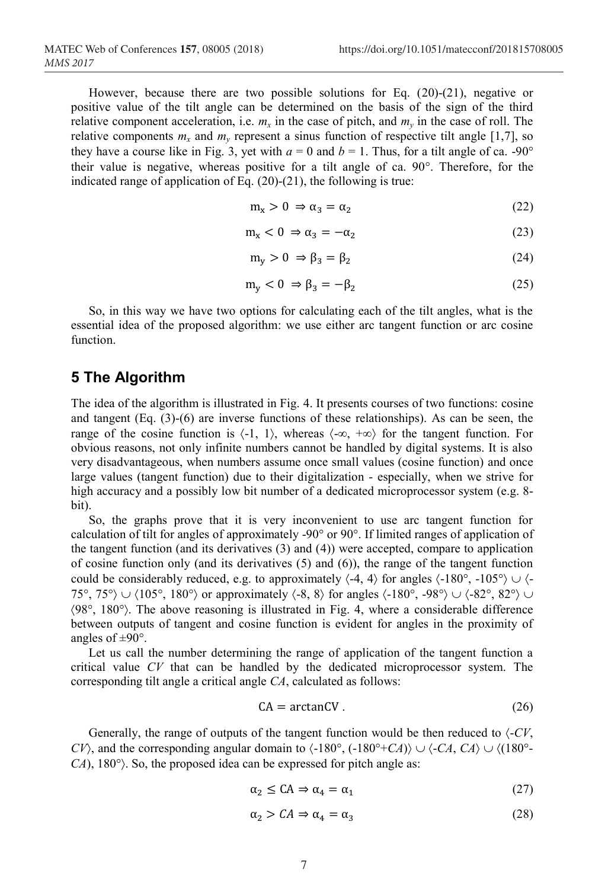However, because there are two possible solutions for Eq. (20)-(21), negative or positive value of the tilt angle can be determined on the basis of the sign of the third relative component acceleration, i.e. $m_x$ in the case of pitch, and $m_y$ in the case of roll. The relative components $m_x$ and $m_y$ represent a sinus function of respective tilt angle [1,7], so they have a course like in Fig. 3, yet with $a = 0$ and $b = 1$. Thus, for a tilt angle of ca. -90° their value is negative, whereas positive for a tilt angle of ca. 90°. Therefore, for the indicated range of application of Eq. (20)-(21), the following is true:

$$m_x > 0 \Rightarrow \alpha_3 = \alpha_2 \tag{22}$$

$$m_x < 0 \Rightarrow \alpha_3 = -\alpha_2 \tag{23}$$

$$m_y > 0 \Rightarrow \beta_3 = \beta_2 \tag{24}$$

$$m_y < 0 \Rightarrow \beta_3 = -\beta_2 \tag{25}$$

So, in this way we have two options for calculating each of the tilt angles, what is the essential idea of the proposed algorithm: we use either arc tangent function or arc cosine function.

## 5 The Algorithm

The idea of the algorithm is illustrated in Fig. 4. It presents courses of two functions: cosine and tangent (Eq. (3)-(6) are inverse functions of these relationships). As can be seen, the range of the cosine function is ⟨-1, 1⟩, whereas ⟨-∞, +∞⟩ for the tangent function. For obvious reasons, not only infinite numbers cannot be handled by digital systems. It is also very disadvantageous, when numbers assume once small values (cosine function) and once large values (tangent function) due to their digitalization - especially, when we strive for high accuracy and a possibly low bit number of a dedicated microprocessor system (e.g. 8-bit).

So, the graphs prove that it is very inconvenient to use arc tangent function for calculation of tilt for angles of approximately -90° or 90°. If limited ranges of application of the tangent function (and its derivatives (3) and (4)) were accepted, compare to application of cosine function only (and its derivatives (5) and (6)), the range of the tangent function could be considerably reduced, e.g. to approximately ⟨-4, 4⟩ for angles ⟨-180°, -105°⟩ ∪ ⟨-75°, 75°⟩ ∪ ⟨105°, 180°⟩ or approximately ⟨-8, 8⟩ for angles ⟨-180°, -98°⟩ ∪ ⟨-82°, 82°⟩ ∪ ⟨98°, 180°⟩. The above reasoning is illustrated in Fig. 4, where a considerable difference between outputs of tangent and cosine function is evident for angles in the proximity of angles of ±90°.

Let us call the number determining the range of application of the tangent function a critical value *CV* that can be handled by the dedicated microprocessor system. The corresponding tilt angle a critical angle *CA*, calculated as follows:

$$\mathrm{CA} = \arctan\mathrm{CV}\,. \tag{26}$$

Generally, the range of outputs of the tangent function would be then reduced to ⟨-*CV*, *CV*⟩, and the corresponding angular domain to ⟨-180°, (-180°+*CA*)⟩ ∪ ⟨-*CA*, *CA*⟩ ∪ ⟨(180°-*CA*), 180°⟩. So, the proposed idea can be expressed for pitch angle as:

$$\alpha_2 \leq \mathrm{CA} \Rightarrow \alpha_4 = \alpha_1 \tag{27}$$

$$\alpha_2 > CA \Rightarrow \alpha_4 = \alpha_3 \tag{28}$$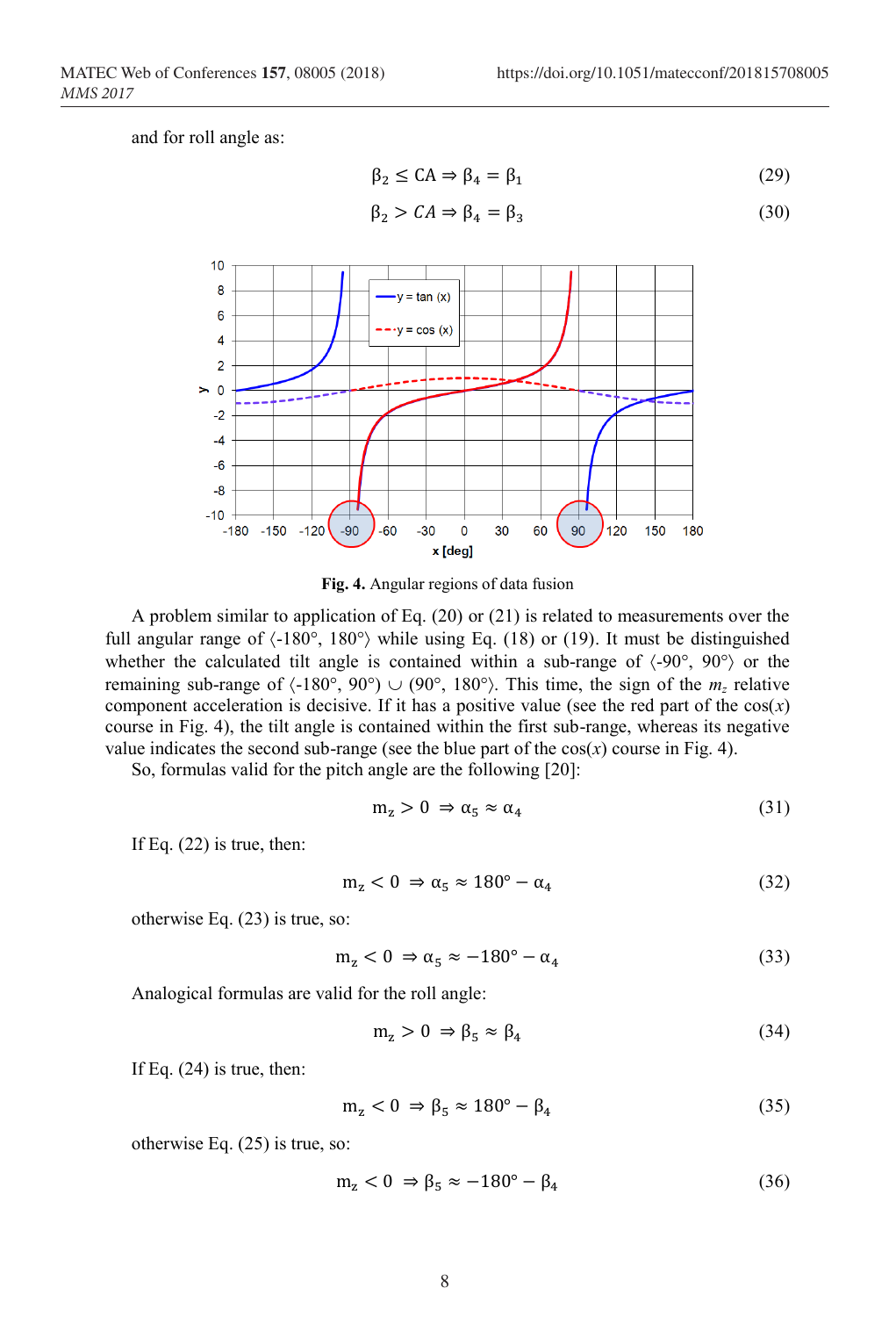and for roll angle as:

$$\beta_2 \leq \mathrm{CA} \Rightarrow \beta_4 = \beta_1 \tag{29}$$

$$\beta_2 > CA \Rightarrow \beta_4 = \beta_3 \tag{30}$$

**Fig. 4.** Angular regions of data fusion

A problem similar to application of Eq. (20) or (21) is related to measurements over the full angular range of ⟨-180°, 180°⟩ while using Eq. (18) or (19). It must be distinguished whether the calculated tilt angle is contained within a sub-range of ⟨-90°, 90°⟩ or the remaining sub-range of ⟨-180°, 90°) ∪ (90°, 180°⟩. This time, the sign of the $m_z$ relative component acceleration is decisive. If it has a positive value (see the red part of the cos($x$) course in Fig. 4), the tilt angle is contained within the first sub-range, whereas its negative value indicates the second sub-range (see the blue part of the cos($x$) course in Fig. 4).

So, formulas valid for the pitch angle are the following [20]:

$$\mathrm{m_z} > 0 \Rightarrow \alpha_5 \approx \alpha_4 \tag{31}$$

If Eq. (22) is true, then:

$$\mathrm{m_z} < 0 \Rightarrow \alpha_5 \approx 180° - \alpha_4 \tag{32}$$

otherwise Eq. (23) is true, so:

$$\mathrm{m_z} < 0 \Rightarrow \alpha_5 \approx -180° - \alpha_4 \tag{33}$$

Analogical formulas are valid for the roll angle:

$$\mathrm{m_z} > 0 \Rightarrow \beta_5 \approx \beta_4 \tag{34}$$

If Eq. (24) is true, then:

$$\mathrm{m_z} < 0 \Rightarrow \beta_5 \approx 180° - \beta_4 \tag{35}$$

otherwise Eq. (25) is true, so:

$$\mathrm{m_z} < 0 \Rightarrow \beta_5 \approx -180° - \beta_4 \tag{36}$$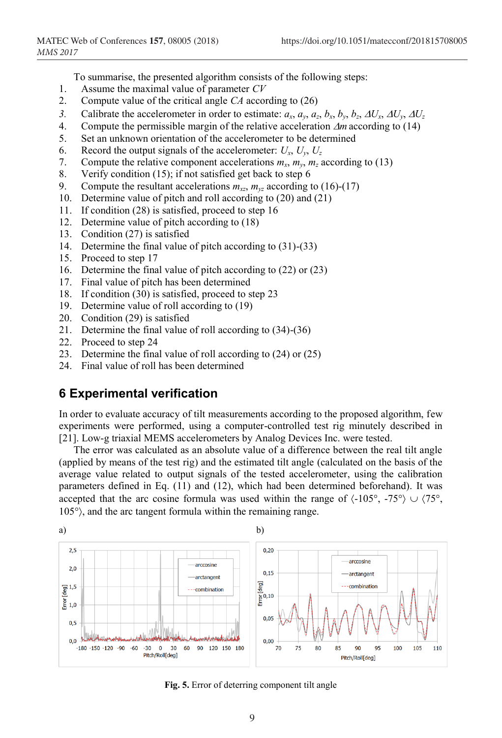To summarise, the presented algorithm consists of the following steps:

1. Assume the maximal value of parameter $CV$
2. Compute value of the critical angle $CA$ according to (26)
3. Calibrate the accelerometer in order to estimate: $a_x$, $a_y$, $a_z$, $b_x$, $b_y$, $b_z$, $\Delta U_x$, $\Delta U_y$, $\Delta U_z$
4. Compute the permissible margin of the relative acceleration $\Delta m$ according to (14)
5. Set an unknown orientation of the accelerometer to be determined
6. Record the output signals of the accelerometer: $U_x$, $U_y$, $U_z$
7. Compute the relative component accelerations $m_x$, $m_y$, $m_z$ according to (13)
8. Verify condition (15); if not satisfied get back to step 6
9. Compute the resultant accelerations $m_{xz}$, $m_{yz}$ according to (16)-(17)
10. Determine value of pitch and roll according to (20) and (21)
11. If condition (28) is satisfied, proceed to step 16
12. Determine value of pitch according to (18)
13. Condition (27) is satisfied
14. Determine the final value of pitch according to (31)-(33)
15. Proceed to step 17
16. Determine the final value of pitch according to (22) or (23)
17. Final value of pitch has been determined
18. If condition (30) is satisfied, proceed to step 23
19. Determine value of roll according to (19)
20. Condition (29) is satisfied
21. Determine the final value of roll according to (34)-(36)
22. Proceed to step 24
23. Determine the final value of roll according to (24) or (25)
24. Final value of roll has been determined

## 6 Experimental verification

In order to evaluate accuracy of tilt measurements according to the proposed algorithm, few experiments were performed, using a computer-controlled test rig minutely described in [21]. Low-g triaxial MEMS accelerometers by Analog Devices Inc. were tested.

The error was calculated as an absolute value of a difference between the real tilt angle (applied by means of the test rig) and the estimated tilt angle (calculated on the basis of the average value related to output signals of the tested accelerometer, using the calibration parameters defined in Eq. (11) and (12), which had been determined beforehand). It was accepted that the arc cosine formula was used within the range of $\langle -105°, -75° \rangle \cup \langle 75°, 105° \rangle$, and the arc tangent formula within the remaining range.

**Fig. 5.** Error of deterring component tilt angle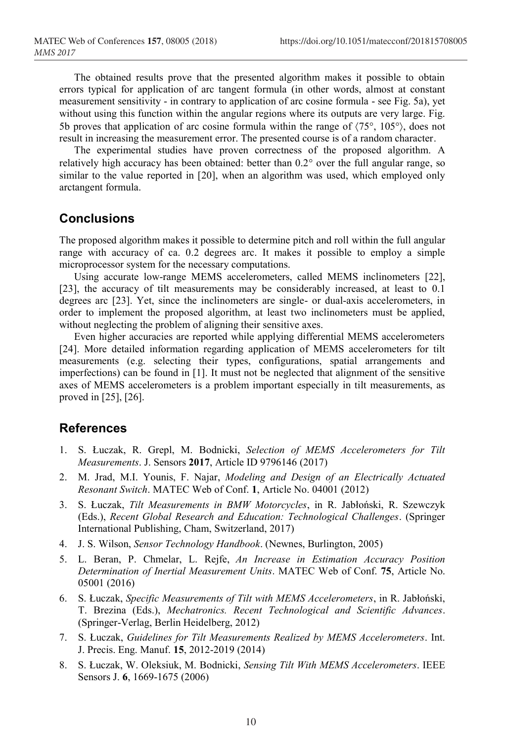The obtained results prove that the presented algorithm makes it possible to obtain errors typical for application of arc tangent formula (in other words, almost at constant measurement sensitivity - in contrary to application of arc cosine formula - see Fig. 5a), yet without using this function within the angular regions where its outputs are very large. Fig. 5b proves that application of arc cosine formula within the range of ⟨75°, 105°⟩, does not result in increasing the measurement error. The presented course is of a random character.

The experimental studies have proven correctness of the proposed algorithm. A relatively high accuracy has been obtained: better than 0.2° over the full angular range, so similar to the value reported in [20], when an algorithm was used, which employed only arctangent formula.

## Conclusions

The proposed algorithm makes it possible to determine pitch and roll within the full angular range with accuracy of ca. 0.2 degrees arc. It makes it possible to employ a simple microprocessor system for the necessary computations.

Using accurate low-range MEMS accelerometers, called MEMS inclinometers [22], [23], the accuracy of tilt measurements may be considerably increased, at least to 0.1 degrees arc [23]. Yet, since the inclinometers are single- or dual-axis accelerometers, in order to implement the proposed algorithm, at least two inclinometers must be applied, without neglecting the problem of aligning their sensitive axes.

Even higher accuracies are reported while applying differential MEMS accelerometers [24]. More detailed information regarding application of MEMS accelerometers for tilt measurements (e.g. selecting their types, configurations, spatial arrangements and imperfections) can be found in [1]. It must not be neglected that alignment of the sensitive axes of MEMS accelerometers is a problem important especially in tilt measurements, as proved in [25], [26].

## References

1. S. Łuczak, R. Grepl, M. Bodnicki, *Selection of MEMS Accelerometers for Tilt Measurements*. J. Sensors **2017**, Article ID 9796146 (2017)
2. M. Jrad, M.I. Younis, F. Najar, *Modeling and Design of an Electrically Actuated Resonant Switch*. MATEC Web of Conf. **1**, Article No. 04001 (2012)
3. S. Łuczak, *Tilt Measurements in BMW Motorcycles*, in R. Jabłoński, R. Szewczyk (Eds.), *Recent Global Research and Education: Technological Challenges*. (Springer International Publishing, Cham, Switzerland, 2017)
4. J. S. Wilson, *Sensor Technology Handbook*. (Newnes, Burlington, 2005)
5. L. Beran, P. Chmelar, L. Rejfe, *An Increase in Estimation Accuracy Position Determination of Inertial Measurement Units*. MATEC Web of Conf. **75**, Article No. 05001 (2016)
6. S. Łuczak, *Specific Measurements of Tilt with MEMS Accelerometers*, in R. Jabłoński, T. Brezina (Eds.), *Mechatronics. Recent Technological and Scientific Advances*. (Springer-Verlag, Berlin Heidelberg, 2012)
7. S. Łuczak, *Guidelines for Tilt Measurements Realized by MEMS Accelerometers*. Int. J. Precis. Eng. Manuf. **15**, 2012-2019 (2014)
8. S. Łuczak, W. Oleksiuk, M. Bodnicki, *Sensing Tilt With MEMS Accelerometers*. IEEE Sensors J. **6**, 1669-1675 (2006)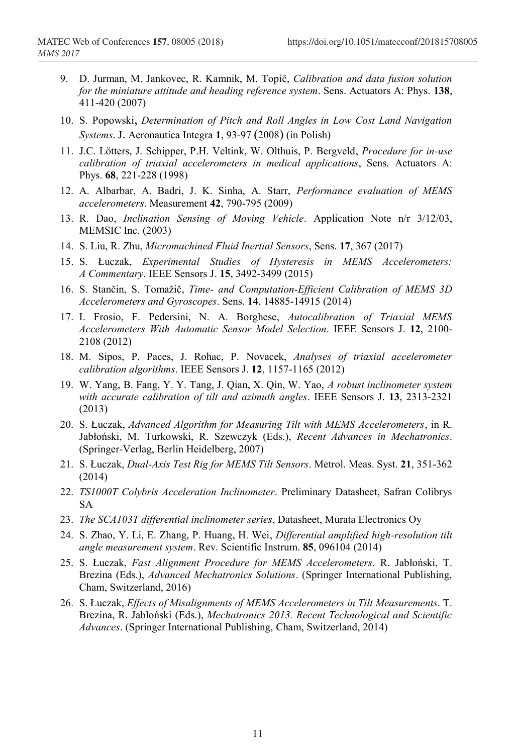9. D. Jurman, M. Jankovec, R. Kamnik, M. Topič, *Calibration and data fusion solution for the miniature attitude and heading reference system*. Sens. Actuators A: Phys. **138**, 411-420 (2007)
10. S. Popowski, *Determination of Pitch and Roll Angles in Low Cost Land Navigation Systems*. J. Aeronautica Integra **1**, 93-97 (2008) (in Polish)
11. J.C. Lötters, J. Schipper, P.H. Veltink, W. Olthuis, P. Bergveld, *Procedure for in-use calibration of triaxial accelerometers in medical applications*, Sens. Actuators A: Phys. **68**, 221-228 (1998)
12. A. Albarbar, A. Badri, J. K. Sinha, A. Starr, *Performance evaluation of MEMS accelerometers*. Measurement **42**, 790-795 (2009)
13. R. Dao, *Inclination Sensing of Moving Vehicle*. Application Note n/r 3/12/03, MEMSIC Inc. (2003)
14. S. Liu, R. Zhu, *Micromachined Fluid Inertial Sensors*, Sens. **17**, 367 (2017)
15. S. Łuczak, *Experimental Studies of Hysteresis in MEMS Accelerometers: A Commentary*. IEEE Sensors J. **15**, 3492-3499 (2015)
16. S. Stančin, S. Tomažič, *Time- and Computation-Efficient Calibration of MEMS 3D Accelerometers and Gyroscopes*. Sens. **14**, 14885-14915 (2014)
17. I. Frosio, F. Pedersini, N. A. Borghese, *Autocalibration of Triaxial MEMS Accelerometers With Automatic Sensor Model Selection*. IEEE Sensors J. **12**, 2100-2108 (2012)
18. M. Sipos, P. Paces, J. Rohac, P. Novacek, *Analyses of triaxial accelerometer calibration algorithms*. IEEE Sensors J. **12**, 1157-1165 (2012)
19. W. Yang, B. Fang, Y. Y. Tang, J. Qian, X. Qin, W. Yao, *A robust inclinometer system with accurate calibration of tilt and azimuth angles*. IEEE Sensors J. **13**, 2313-2321 (2013)
20. S. Łuczak, *Advanced Algorithm for Measuring Tilt with MEMS Accelerometers*, in R. Jabłoński, M. Turkowski, R. Szewczyk (Eds.), *Recent Advances in Mechatronics*. (Springer-Verlag, Berlin Heidelberg, 2007)
21. S. Łuczak, *Dual-Axis Test Rig for MEMS Tilt Sensors*. Metrol. Meas. Syst. **21**, 351-362 (2014)
22. *TS1000T Colybris Acceleration Inclinometer*. Preliminary Datasheet, Safran Colibrys SA
23. *The SCA103T differential inclinometer series*, Datasheet, Murata Electronics Oy
24. S. Zhao, Y. Li, E. Zhang, P. Huang, H. Wei, *Differential amplified high-resolution tilt angle measurement system*. Rev. Scientific Instrum. **85**, 096104 (2014)
25. S. Łuczak, *Fast Alignment Procedure for MEMS Accelerometers*. R. Jabłoński, T. Brezina (Eds.), *Advanced Mechatronics Solutions*. (Springer International Publishing, Cham, Switzerland, 2016)
26. S. Łuczak, *Effects of Misalignments of MEMS Accelerometers in Tilt Measurements*. T. Brezina, R. Jabloński (Eds.), *Mechatronics 2013. Recent Technological and Scientific Advances*. (Springer International Publishing, Cham, Switzerland, 2014)